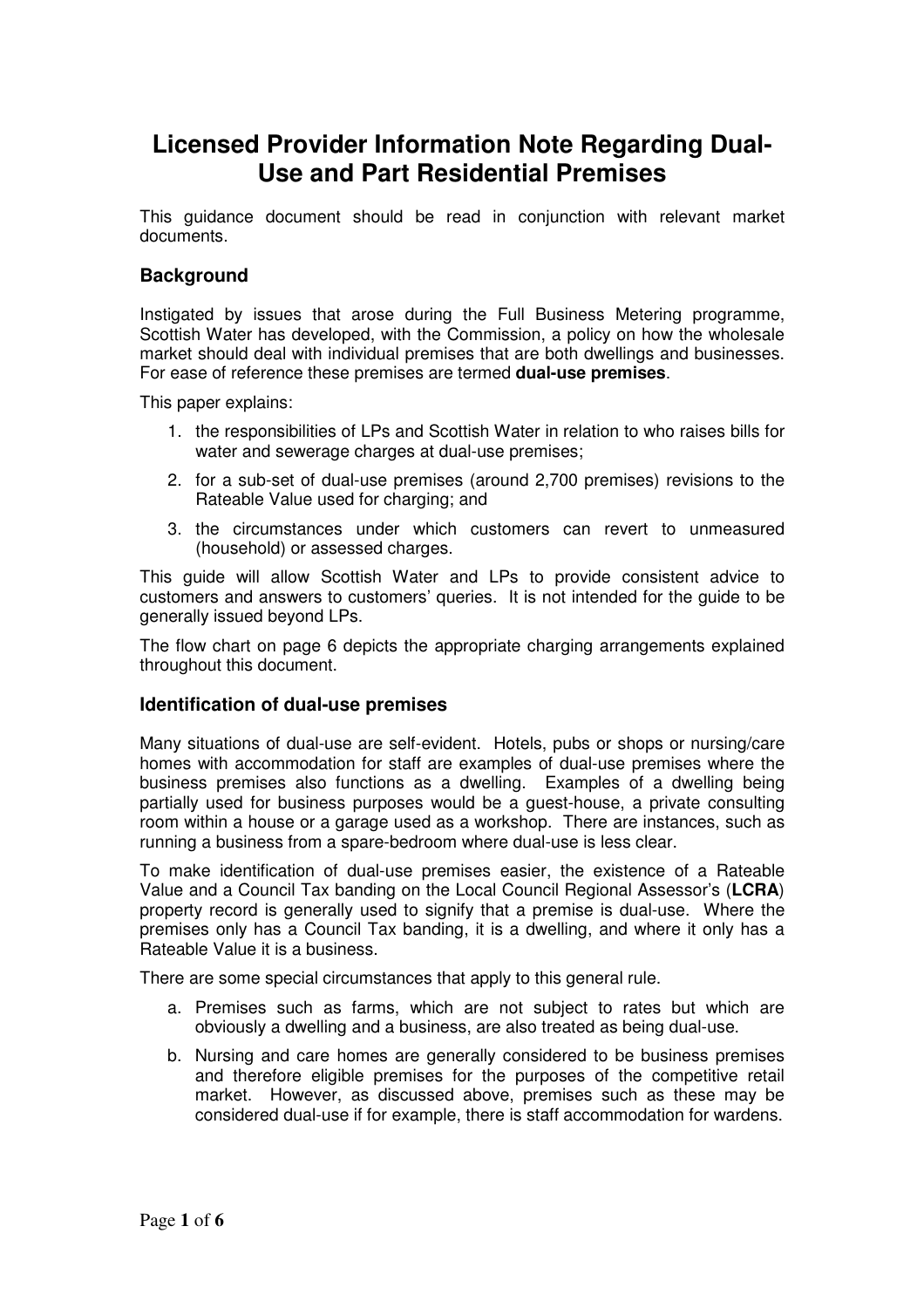# Licensed Provider Information Note Regarding Dual-Use and Part Residential Premises

This guidance document should be read in conjunction with relevant market documents.

### Background

Instigated by issues that arose during the Full Business Metering programme, Scottish Water has developed, with the Commission, a policy on how the wholesale market should deal with individual premises that are both dwellings and businesses. For ease of reference these premises are termed **dual-use premises**.

This paper explains:

1. the responsibilities of LPs and Scottish Water in relation to who raises bills for water and sewerage charges at dual-use premises;
2. for a sub-set of dual-use premises (around 2,700 premises) revisions to the Rateable Value used for charging; and
3. the circumstances under which customers can revert to unmeasured (household) or assessed charges.

This guide will allow Scottish Water and LPs to provide consistent advice to customers and answers to customers' queries. It is not intended for the guide to be generally issued beyond LPs.

The flow chart on page 6 depicts the appropriate charging arrangements explained throughout this document.

### Identification of dual-use premises

Many situations of dual-use are self-evident. Hotels, pubs or shops or nursing/care homes with accommodation for staff are examples of dual-use premises where the business premises also functions as a dwelling. Examples of a dwelling being partially used for business purposes would be a guest-house, a private consulting room within a house or a garage used as a workshop. There are instances, such as running a business from a spare-bedroom where dual-use is less clear.

To make identification of dual-use premises easier, the existence of a Rateable Value and a Council Tax banding on the Local Council Regional Assessor's (**LCRA**) property record is generally used to signify that a premise is dual-use. Where the premises only has a Council Tax banding, it is a dwelling, and where it only has a Rateable Value it is a business.

There are some special circumstances that apply to this general rule.

a. Premises such as farms, which are not subject to rates but which are obviously a dwelling and a business, are also treated as being dual-use.
b. Nursing and care homes are generally considered to be business premises and therefore eligible premises for the purposes of the competitive retail market. However, as discussed above, premises such as these may be considered dual-use if for example, there is staff accommodation for wardens.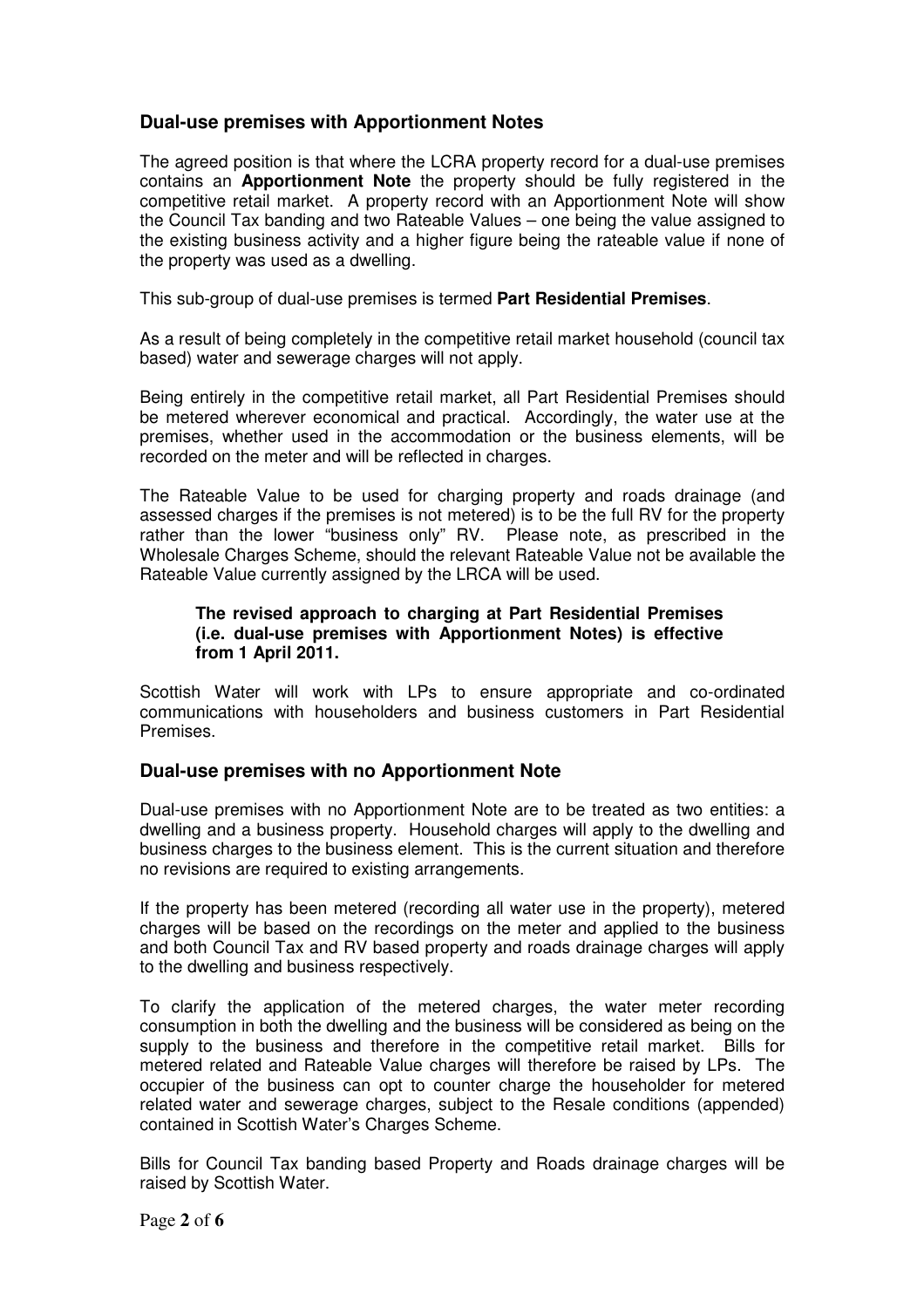## Dual-use premises with Apportionment Notes

The agreed position is that where the LCRA property record for a dual-use premises contains an **Apportionment Note** the property should be fully registered in the competitive retail market. A property record with an Apportionment Note will show the Council Tax banding and two Rateable Values – one being the value assigned to the existing business activity and a higher figure being the rateable value if none of the property was used as a dwelling.

This sub-group of dual-use premises is termed **Part Residential Premises**.

As a result of being completely in the competitive retail market household (council tax based) water and sewerage charges will not apply.

Being entirely in the competitive retail market, all Part Residential Premises should be metered wherever economical and practical. Accordingly, the water use at the premises, whether used in the accommodation or the business elements, will be recorded on the meter and will be reflected in charges.

The Rateable Value to be used for charging property and roads drainage (and assessed charges if the premises is not metered) is to be the full RV for the property rather than the lower "business only" RV. Please note, as prescribed in the Wholesale Charges Scheme, should the relevant Rateable Value not be available the Rateable Value currently assigned by the LRCA will be used.

> **The revised approach to charging at Part Residential Premises (i.e. dual-use premises with Apportionment Notes) is effective from 1 April 2011.**

Scottish Water will work with LPs to ensure appropriate and co-ordinated communications with householders and business customers in Part Residential Premises.

## Dual-use premises with no Apportionment Note

Dual-use premises with no Apportionment Note are to be treated as two entities: a dwelling and a business property. Household charges will apply to the dwelling and business charges to the business element. This is the current situation and therefore no revisions are required to existing arrangements.

If the property has been metered (recording all water use in the property), metered charges will be based on the recordings on the meter and applied to the business and both Council Tax and RV based property and roads drainage charges will apply to the dwelling and business respectively.

To clarify the application of the metered charges, the water meter recording consumption in both the dwelling and the business will be considered as being on the supply to the business and therefore in the competitive retail market. Bills for metered related and Rateable Value charges will therefore be raised by LPs. The occupier of the business can opt to counter charge the householder for metered related water and sewerage charges, subject to the Resale conditions (appended) contained in Scottish Water's Charges Scheme.

Bills for Council Tax banding based Property and Roads drainage charges will be raised by Scottish Water.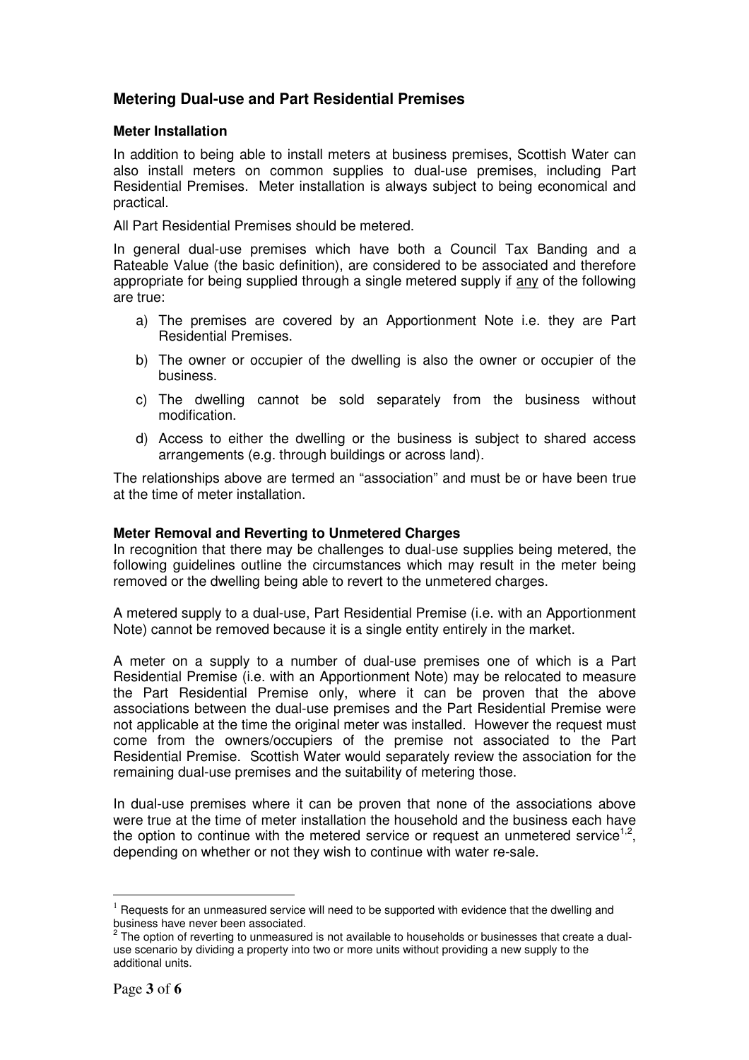## Metering Dual-use and Part Residential Premises

### Meter Installation

In addition to being able to install meters at business premises, Scottish Water can also install meters on common supplies to dual-use premises, including Part Residential Premises. Meter installation is always subject to being economical and practical.

All Part Residential Premises should be metered.

In general dual-use premises which have both a Council Tax Banding and a Rateable Value (the basic definition), are considered to be associated and therefore appropriate for being supplied through a single metered supply if <u>any</u> of the following are true:

a) The premises are covered by an Apportionment Note i.e. they are Part Residential Premises.
b) The owner or occupier of the dwelling is also the owner or occupier of the business.
c) The dwelling cannot be sold separately from the business without modification.
d) Access to either the dwelling or the business is subject to shared access arrangements (e.g. through buildings or across land).

The relationships above are termed an "association" and must be or have been true at the time of meter installation.

### Meter Removal and Reverting to Unmetered Charges

In recognition that there may be challenges to dual-use supplies being metered, the following guidelines outline the circumstances which may result in the meter being removed or the dwelling being able to revert to the unmetered charges.

A metered supply to a dual-use, Part Residential Premise (i.e. with an Apportionment Note) cannot be removed because it is a single entity entirely in the market.

A meter on a supply to a number of dual-use premises one of which is a Part Residential Premise (i.e. with an Apportionment Note) may be relocated to measure the Part Residential Premise only, where it can be proven that the above associations between the dual-use premises and the Part Residential Premise were not applicable at the time the original meter was installed. However the request must come from the owners/occupiers of the premise not associated to the Part Residential Premise. Scottish Water would separately review the association for the remaining dual-use premises and the suitability of metering those.

In dual-use premises where it can be proven that none of the associations above were true at the time of meter installation the household and the business each have the option to continue with the metered service or request an unmetered service[1,2], depending on whether or not they wish to continue with water re-sale.

---

[1] Requests for an unmeasured service will need to be supported with evidence that the dwelling and business have never been associated.

[2] The option of reverting to unmeasured is not available to households or businesses that create a dual-use scenario by dividing a property into two or more units without providing a new supply to the additional units.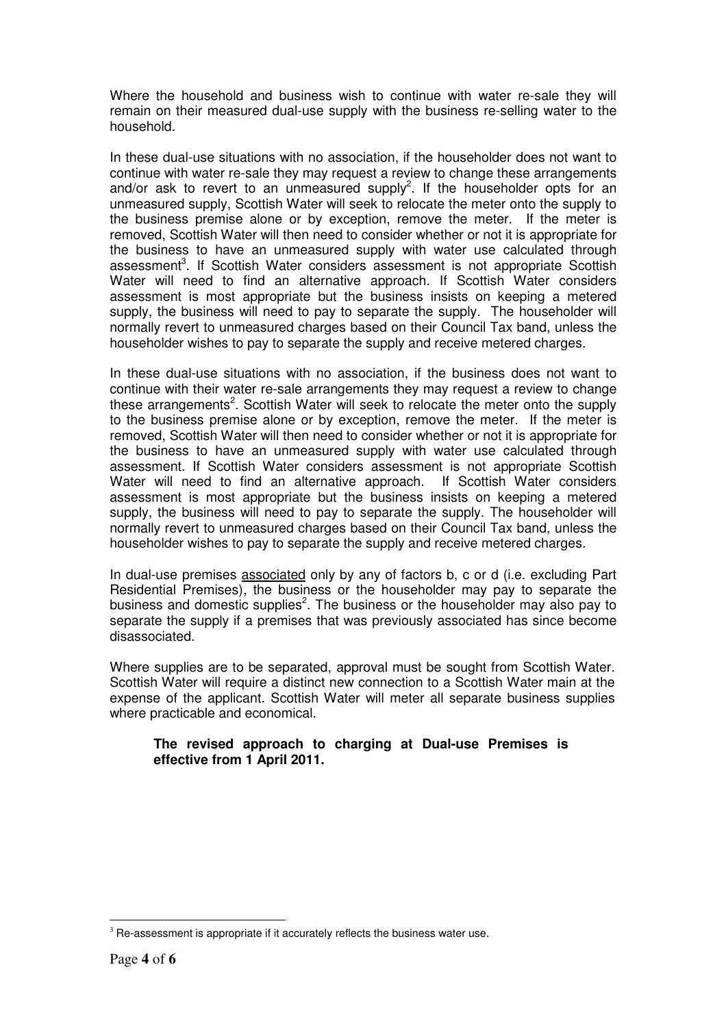Where the household and business wish to continue with water re-sale they will remain on their measured dual-use supply with the business re-selling water to the household.

In these dual-use situations with no association, if the householder does not want to continue with water re-sale they may request a review to change these arrangements and/or ask to revert to an unmeasured supply[2]. If the householder opts for an unmeasured supply, Scottish Water will seek to relocate the meter onto the supply to the business premise alone or by exception, remove the meter. If the meter is removed, Scottish Water will then need to consider whether or not it is appropriate for the business to have an unmeasured supply with water use calculated through assessment[3]. If Scottish Water considers assessment is not appropriate Scottish Water will need to find an alternative approach. If Scottish Water considers assessment is most appropriate but the business insists on keeping a metered supply, the business will need to pay to separate the supply. The householder will normally revert to unmeasured charges based on their Council Tax band, unless the householder wishes to pay to separate the supply and receive metered charges.

In these dual-use situations with no association, if the business does not want to continue with their water re-sale arrangements they may request a review to change these arrangements[2]. Scottish Water will seek to relocate the meter onto the supply to the business premise alone or by exception, remove the meter. If the meter is removed, Scottish Water will then need to consider whether or not it is appropriate for the business to have an unmeasured supply with water use calculated through assessment. If Scottish Water considers assessment is not appropriate Scottish Water will need to find an alternative approach. If Scottish Water considers assessment is most appropriate but the business insists on keeping a metered supply, the business will need to pay to separate the supply. The householder will normally revert to unmeasured charges based on their Council Tax band, unless the householder wishes to pay to separate the supply and receive metered charges.

In dual-use premises <u>associated</u> only by any of factors b, c or d (i.e. excluding Part Residential Premises), the business or the householder may pay to separate the business and domestic supplies[2]. The business or the householder may also pay to separate the supply if a premises that was previously associated has since become disassociated.

Where supplies are to be separated, approval must be sought from Scottish Water. Scottish Water will require a distinct new connection to a Scottish Water main at the expense of the applicant. Scottish Water will meter all separate business supplies where practicable and economical.

> **The revised approach to charging at Dual-use Premises is effective from 1 April 2011.**

---

[3] Re-assessment is appropriate if it accurately reflects the business water use.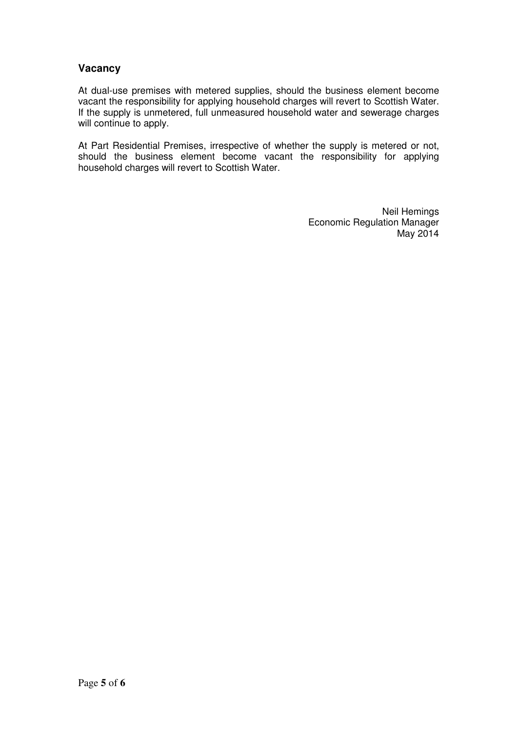## Vacancy

At dual-use premises with metered supplies, should the business element become vacant the responsibility for applying household charges will revert to Scottish Water. If the supply is unmetered, full unmeasured household water and sewerage charges will continue to apply.

At Part Residential Premises, irrespective of whether the supply is metered or not, should the business element become vacant the responsibility for applying household charges will revert to Scottish Water.

Neil Hemings
Economic Regulation Manager
May 2014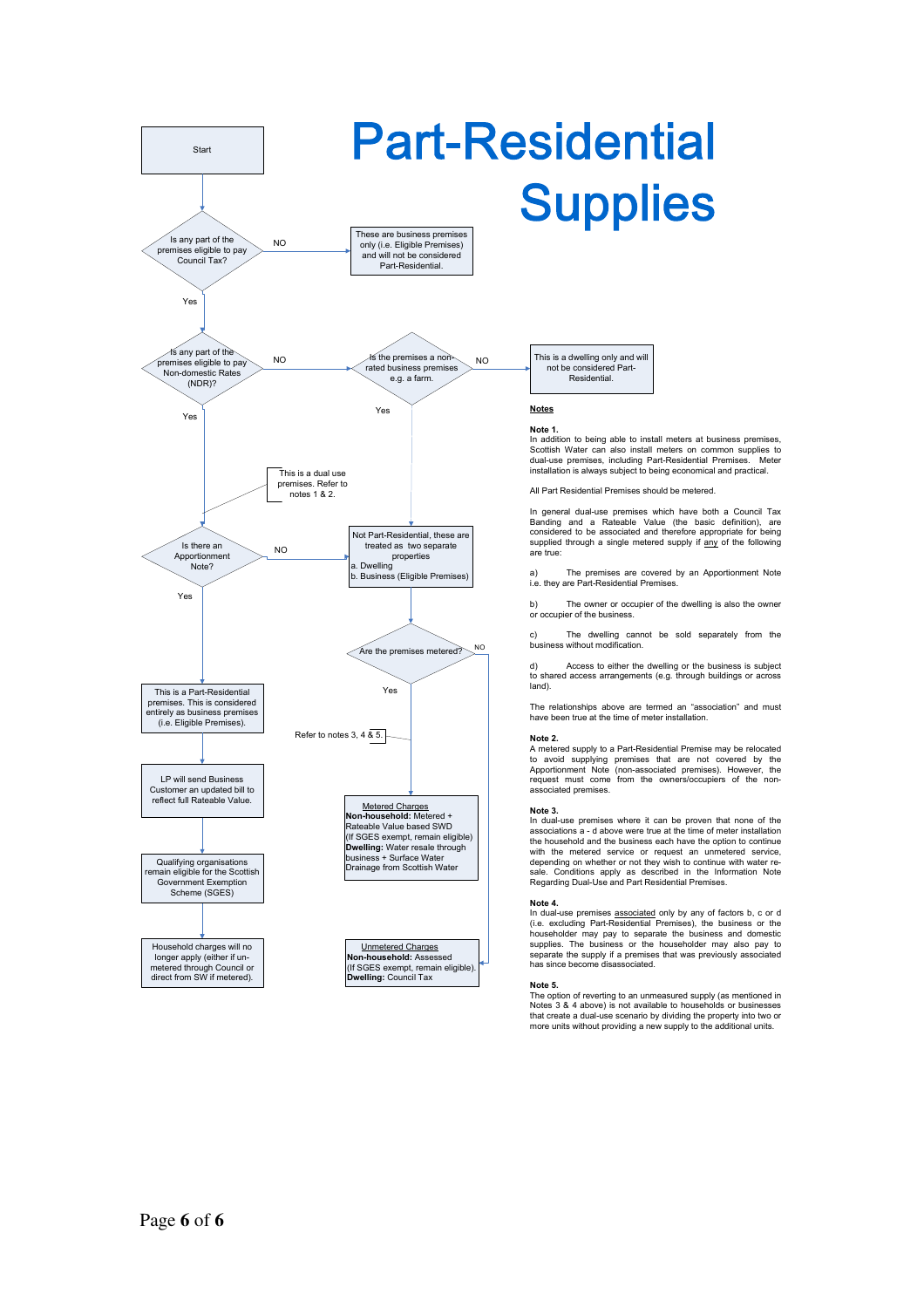# Part-Residential Supplies

Start

Is any part of the premises eligible to pay Council Tax?

NO

These are business premises only (i.e. Eligible Premises) and will not be considered Part-Residential.

Yes

Is any part of the premises eligible to pay Non-domestic Rates (NDR)?

NO

Is the premises a non-rated business premises e.g. a farm.

NO

This is a dwelling only and will not be considered Part-Residential.

Yes

Yes

This is a dual use premises. Refer to notes 1 & 2.

Is there an Apportionment Note?

NO

Not Part-Residential, these are treated as two separate properties
a. Dwelling
b. Business (Eligible Premises)

Yes

Are the premises metered?

NO

Yes

This is a Part-Residential premises. This is considered entirely as business premises (i.e. Eligible Premises).

Refer to notes 3, 4 & 5.

LP will send Business Customer an updated bill to reflect full Rateable Value.

Metered Charges
**Non-household:** Metered + Rateable Value based SWD (If SGES exempt, remain eligible)
**Dwelling:** Water resale through business + Surface Water Drainage from Scottish Water

Qualifying organisations remain eligible for the Scottish Government Exemption Scheme (SGES)

Household charges will no longer apply (either if un-metered through Council or direct from SW if metered).

Unmetered Charges
**Non-household:** Assessed (If SGES exempt, remain eligible).
**Dwelling:** Council Tax

## Notes

**Note 1.**
In addition to being able to install meters at business premises, Scottish Water can also install meters on common supplies to dual-use premises, including Part-Residential Premises. Meter installation is always subject to being economical and practical.

All Part Residential Premises should be metered.

In general dual-use premises which have both a Council Tax Banding and a Rateable Value (the basic definition), are considered to be associated and therefore appropriate for being supplied through a single metered supply if any of the following are true:

a) The premises are covered by an Apportionment Note i.e. they are Part-Residential Premises.

b) The owner or occupier of the dwelling is also the owner or occupier of the business.

c) The dwelling cannot be sold separately from the business without modification.

d) Access to either the dwelling or the business is subject to shared access arrangements (e.g. through buildings or across land).

The relationships above are termed an "association" and must have been true at the time of meter installation.

**Note 2.**
A metered supply to a Part-Residential Premise may be relocated to avoid supplying premises that are not covered by the Apportionment Note (non-associated premises). However, the request must come from the owners/occupiers of the non-associated premises.

**Note 3.**
In dual-use premises where it can be proven that none of the associations a - d above were true at the time of meter installation the household and the business each have the option to continue with the metered service or request an unmetered service, depending on whether or not they wish to continue with water re-sale. Conditions apply as described in the Information Note Regarding Dual-Use and Part Residential Premises.

**Note 4.**
In dual-use premises associated only by any of factors b, c or d (i.e. excluding Part-Residential Premises), the business or the householder may pay to separate the business and domestic supplies. The business or the householder may also pay to separate the supply if a premises that was previously associated has since become disassociated.

**Note 5.**
The option of reverting to an unmeasured supply (as mentioned in Notes 3 & 4 above) is not available to households or businesses that create a dual-use scenario by dividing the property into two or more units without providing a new supply to the additional units.